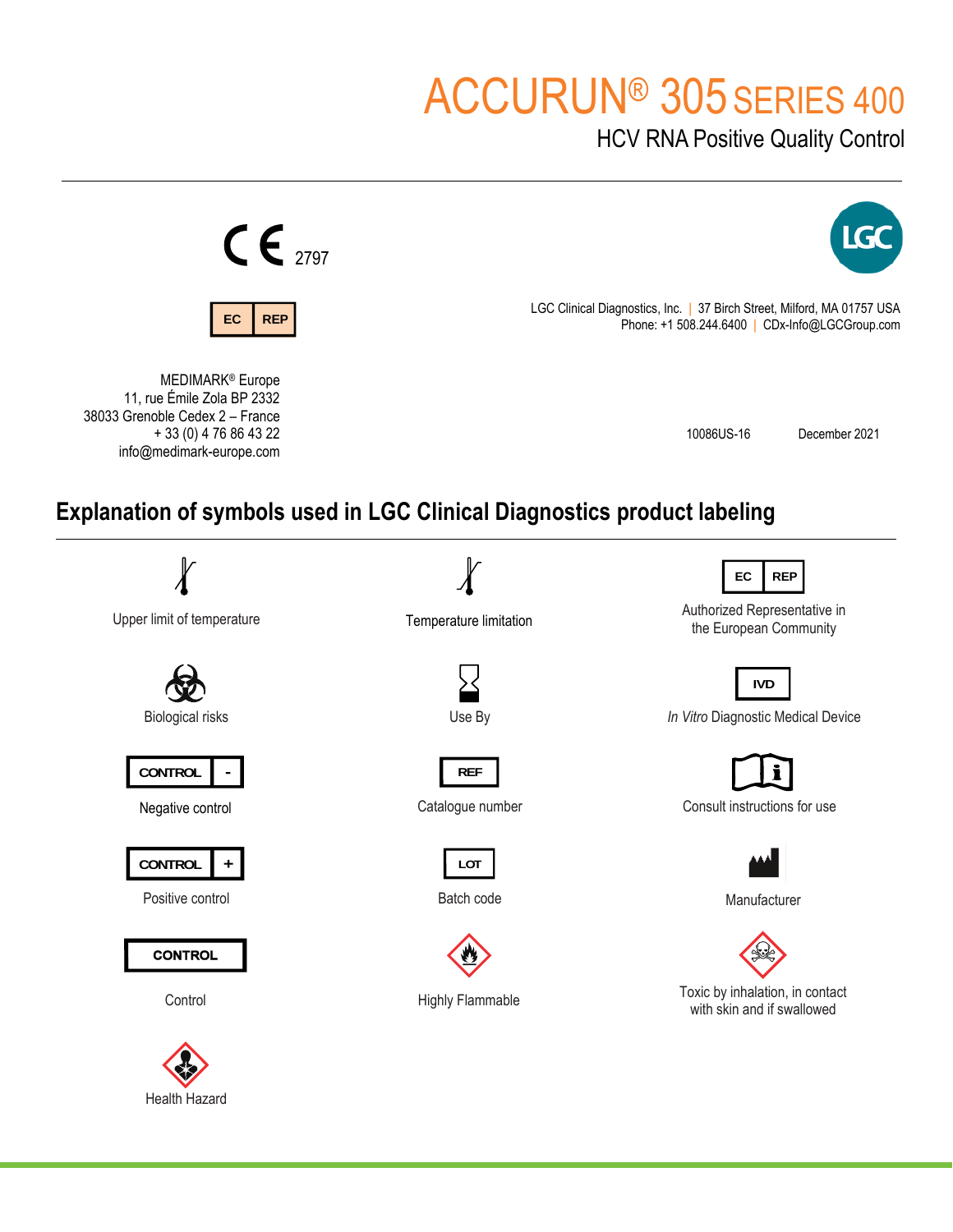# ACCURUN® 305 SERIES 400

HCV RNA Positive Quality Control

CE 2797

EC REP

MEDIMARK® Europe
11, rue Émile Zola BP 2332
38033 Grenoble Cedex 2 – France
+ 33 (0) 4 76 86 43 22
info@medimark-europe.com

LGC

LGC Clinical Diagnostics, Inc. | 37 Birch Street, Milford, MA 01757 USA
Phone: +1 508.244.6400 | CDx-Info@LGCGroup.com

10086US-16 December 2021

## Explanation of symbols used in LGC Clinical Diagnostics product labeling

| Symbol | Meaning |
|---|---|
| | Upper limit of temperature |
| | Temperature limitation |
| EC REP | Authorized Representative in the European Community |
| | Biological risks |
| | Use By |
| IVD | *In Vitro* Diagnostic Medical Device |
| CONTROL - | Negative control |
| REF | Catalogue number |
| | Consult instructions for use |
| CONTROL + | Positive control |
| LOT | Batch code |
| | Manufacturer |
| CONTROL | Control |
| | Highly Flammable |
| | Toxic by inhalation, in contact with skin and if swallowed |
| | Health Hazard |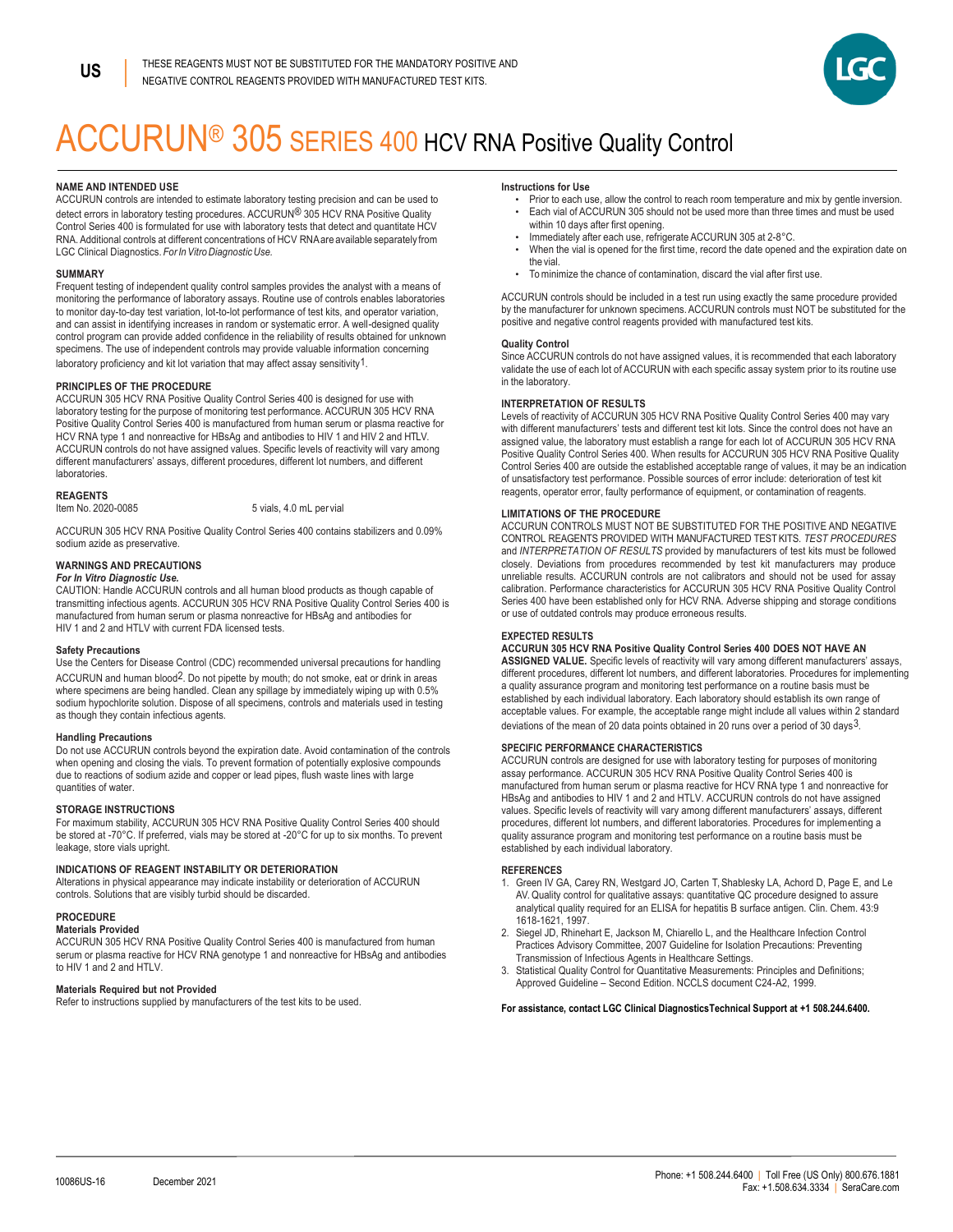US | THESE REAGENTS MUST NOT BE SUBSTITUTED FOR THE MANDATORY POSITIVE AND NEGATIVE CONTROL REAGENTS PROVIDED WITH MANUFACTURED TEST KITS.

# ACCURUN® 305 SERIES 400 HCV RNA Positive Quality Control

## NAME AND INTENDED USE

ACCURUN controls are intended to estimate laboratory testing precision and can be used to detect errors in laboratory testing procedures. ACCURUN® 305 HCV RNA Positive Quality Control Series 400 is formulated for use with laboratory tests that detect and quantitate HCV RNA. Additional controls at different concentrations of HCV RNA are available separately from LGC Clinical Diagnostics. *For In Vitro Diagnostic Use.*

## SUMMARY

Frequent testing of independent quality control samples provides the analyst with a means of monitoring the performance of laboratory assays. Routine use of controls enables laboratories to monitor day-to-day test variation, lot-to-lot performance of test kits, and operator variation, and can assist in identifying increases in random or systematic error. A well-designed quality control program can provide added confidence in the reliability of results obtained for unknown specimens. The use of independent controls may provide valuable information concerning laboratory proficiency and kit lot variation that may affect assay sensitivity[1].

## PRINCIPLES OF THE PROCEDURE

ACCURUN 305 HCV RNA Positive Quality Control Series 400 is designed for use with laboratory testing for the purpose of monitoring test performance. ACCURUN 305 HCV RNA Positive Quality Control Series 400 is manufactured from human serum or plasma reactive for HCV RNA type 1 and nonreactive for HBsAg and antibodies to HIV 1 and HIV 2 and HTLV. ACCURUN controls do not have assigned values. Specific levels of reactivity will vary among different manufacturers' assays, different procedures, different lot numbers, and different laboratories.

## REAGENTS

Item No. 2020-0085 — 5 vials, 4.0 mL per vial

ACCURUN 305 HCV RNA Positive Quality Control Series 400 contains stabilizers and 0.09% sodium azide as preservative.

## WARNINGS AND PRECAUTIONS

***For In Vitro Diagnostic Use.***

CAUTION: Handle ACCURUN controls and all human blood products as though capable of transmitting infectious agents. ACCURUN 305 HCV RNA Positive Quality Control Series 400 is manufactured from human serum or plasma nonreactive for HBsAg and antibodies for HIV 1 and 2 and HTLV with current FDA licensed tests.

### Safety Precautions

Use the Centers for Disease Control (CDC) recommended universal precautions for handling ACCURUN and human blood[2]. Do not pipette by mouth; do not smoke, eat or drink in areas where specimens are being handled. Clean any spillage by immediately wiping up with 0.5% sodium hypochlorite solution. Dispose of all specimens, controls and materials used in testing as though they contain infectious agents.

### Handling Precautions

Do not use ACCURUN controls beyond the expiration date. Avoid contamination of the controls when opening and closing the vials. To prevent formation of potentially explosive compounds due to reactions of sodium azide and copper or lead pipes, flush waste lines with large quantities of water.

## STORAGE INSTRUCTIONS

For maximum stability, ACCURUN 305 HCV RNA Positive Quality Control Series 400 should be stored at -70°C. If preferred, vials may be stored at -20°C for up to six months. To prevent leakage, store vials upright.

## INDICATIONS OF REAGENT INSTABILITY OR DETERIORATION

Alterations in physical appearance may indicate instability or deterioration of ACCURUN controls. Solutions that are visibly turbid should be discarded.

## PROCEDURE

### Materials Provided

ACCURUN 305 HCV RNA Positive Quality Control Series 400 is manufactured from human serum or plasma reactive for HCV RNA genotype 1 and nonreactive for HBsAg and antibodies to HIV 1 and 2 and HTLV.

### Materials Required but not Provided

Refer to instructions supplied by manufacturers of the test kits to be used.

### Instructions for Use

- Prior to each use, allow the control to reach room temperature and mix by gentle inversion.
- Each vial of ACCURUN 305 should not be used more than three times and must be used within 10 days after first opening.
- Immediately after each use, refrigerate ACCURUN 305 at 2-8°C.
- When the vial is opened for the first time, record the date opened and the expiration date on the vial.
- To minimize the chance of contamination, discard the vial after first use.

ACCURUN controls should be included in a test run using exactly the same procedure provided by the manufacturer for unknown specimens. ACCURUN controls must NOT be substituted for the positive and negative control reagents provided with manufactured test kits.

### Quality Control

Since ACCURUN controls do not have assigned values, it is recommended that each laboratory validate the use of each lot of ACCURUN with each specific assay system prior to its routine use in the laboratory.

## INTERPRETATION OF RESULTS

Levels of reactivity of ACCURUN 305 HCV RNA Positive Quality Control Series 400 may vary with different manufacturers' tests and different test kit lots. Since the control does not have an assigned value, the laboratory must establish a range for each lot of ACCURUN 305 HCV RNA Positive Quality Control Series 400. When results for ACCURUN 305 HCV RNA Positive Quality Control Series 400 are outside the established acceptable range of values, it may be an indication of unsatisfactory test performance. Possible sources of error include: deterioration of test kit reagents, operator error, faulty performance of equipment, or contamination of reagents.

## LIMITATIONS OF THE PROCEDURE

ACCURUN CONTROLS MUST NOT BE SUBSTITUTED FOR THE POSITIVE AND NEGATIVE CONTROL REAGENTS PROVIDED WITH MANUFACTURED TEST KITS. *TEST PROCEDURES* and *INTERPRETATION OF RESULTS* provided by manufacturers of test kits must be followed closely. Deviations from procedures recommended by test kit manufacturers may produce unreliable results. ACCURUN controls are not calibrators and should not be used for assay calibration. Performance characteristics for ACCURUN 305 HCV RNA Positive Quality Control Series 400 have been established only for HCV RNA. Adverse shipping and storage conditions or use of outdated controls may produce erroneous results.

## EXPECTED RESULTS

**ACCURUN 305 HCV RNA Positive Quality Control Series 400 DOES NOT HAVE AN ASSIGNED VALUE.** Specific levels of reactivity will vary among different manufacturers' assays, different procedures, different lot numbers, and different laboratories. Procedures for implementing a quality assurance program and monitoring test performance on a routine basis must be established by each individual laboratory. Each laboratory should establish its own range of acceptable values. For example, the acceptable range might include all values within 2 standard deviations of the mean of 20 data points obtained in 20 runs over a period of 30 days[3].

## SPECIFIC PERFORMANCE CHARACTERISTICS

ACCURUN controls are designed for use with laboratory testing for purposes of monitoring assay performance. ACCURUN 305 HCV RNA Positive Quality Control Series 400 is manufactured from human serum or plasma reactive for HCV RNA type 1 and nonreactive for HBsAg and antibodies to HIV 1 and 2 and HTLV. ACCURUN controls do not have assigned values. Specific levels of reactivity will vary among different manufacturers' assays, different procedures, different lot numbers, and different laboratories. Procedures for implementing a quality assurance program and monitoring test performance on a routine basis must be established by each individual laboratory.

## REFERENCES

1. Green IV GA, Carey RN, Westgard JO, Carten T, Shablesky LA, Achord D, Page E, and Le AV. Quality control for qualitative assays: quantitative QC procedure designed to assure analytical quality required for an ELISA for hepatitis B surface antigen. Clin. Chem. 43:9 1618-1621, 1997.
2. Siegel JD, Rhinehart E, Jackson M, Chiarello L, and the Healthcare Infection Control Practices Advisory Committee, 2007 Guideline for Isolation Precautions: Preventing Transmission of Infectious Agents in Healthcare Settings.
3. Statistical Quality Control for Quantitative Measurements: Principles and Definitions; Approved Guideline – Second Edition. NCCLS document C24-A2, 1999.

**For assistance, contact LGC Clinical Diagnostics Technical Support at +1 508.244.6400.**

10086US-16 December 2021

Phone: +1 508.244.6400 | Toll Free (US Only) 800.676.1881
Fax: +1.508.634.3334 | SeraCare.com